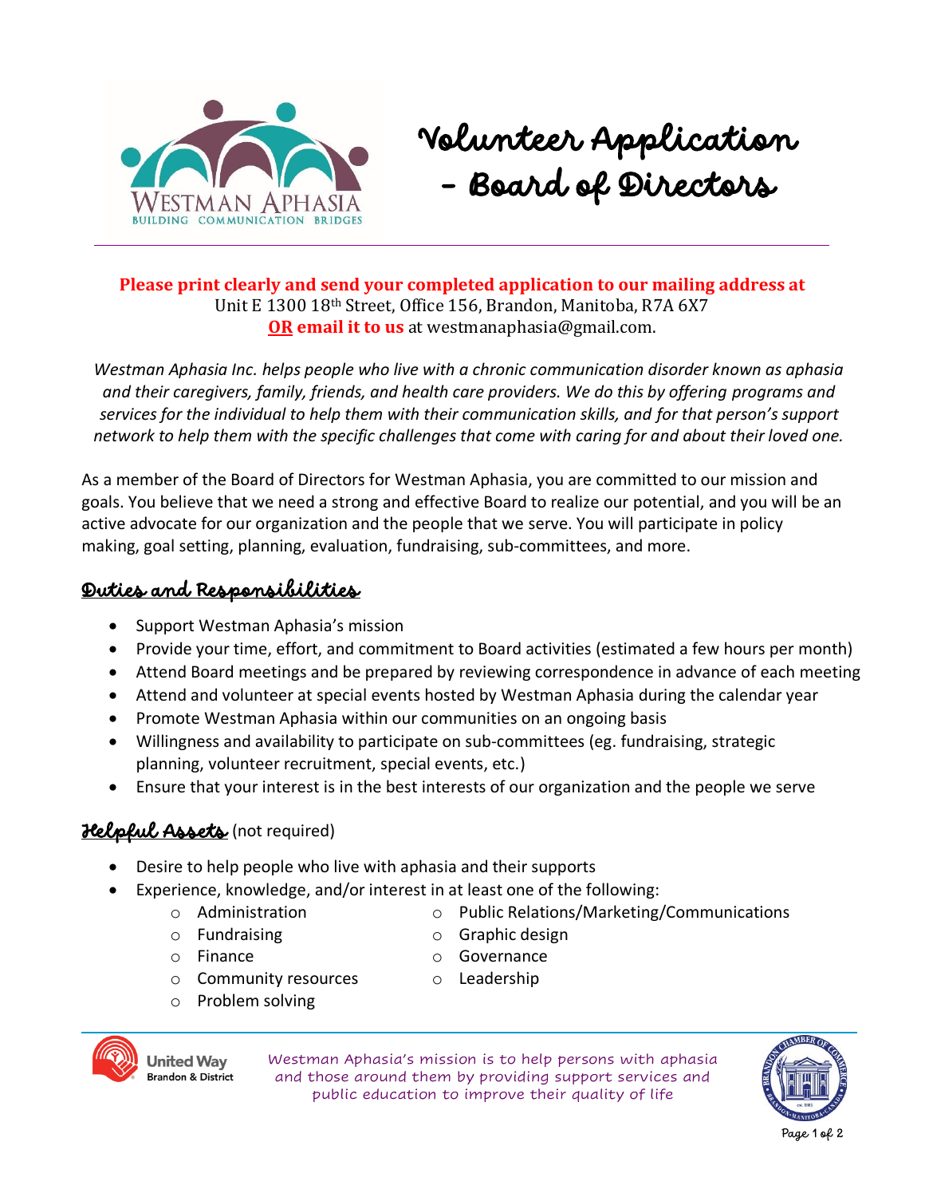# Volunteer Application – Board of Directors

**Please print clearly and send your completed application to our mailing address at**
Unit E 1300 18th Street, Office 156, Brandon, Manitoba, R7A 6X7
**OR email it to us** at westmanaphasia@gmail.com.

*Westman Aphasia Inc. helps people who live with a chronic communication disorder known as aphasia and their caregivers, family, friends, and health care providers. We do this by offering programs and services for the individual to help them with their communication skills, and for that person's support network to help them with the specific challenges that come with caring for and about their loved one.*

As a member of the Board of Directors for Westman Aphasia, you are committed to our mission and goals. You believe that we need a strong and effective Board to realize our potential, and you will be an active advocate for our organization and the people that we serve. You will participate in policy making, goal setting, planning, evaluation, fundraising, sub-committees, and more.

## Duties and Responsibilities

- Support Westman Aphasia's mission
- Provide your time, effort, and commitment to Board activities (estimated a few hours per month)
- Attend Board meetings and be prepared by reviewing correspondence in advance of each meeting
- Attend and volunteer at special events hosted by Westman Aphasia during the calendar year
- Promote Westman Aphasia within our communities on an ongoing basis
- Willingness and availability to participate on sub-committees (eg. fundraising, strategic planning, volunteer recruitment, special events, etc.)
- Ensure that your interest is in the best interests of our organization and the people we serve

## Helpful Assets (not required)

- Desire to help people who live with aphasia and their supports
- Experience, knowledge, and/or interest in at least one of the following:
  - Administration
  - Fundraising
  - Finance
  - Community resources
  - Problem solving
  - Public Relations/Marketing/Communications
  - Graphic design
  - Governance
  - Leadership

Westman Aphasia's mission is to help persons with aphasia and those around them by providing support services and public education to improve their quality of life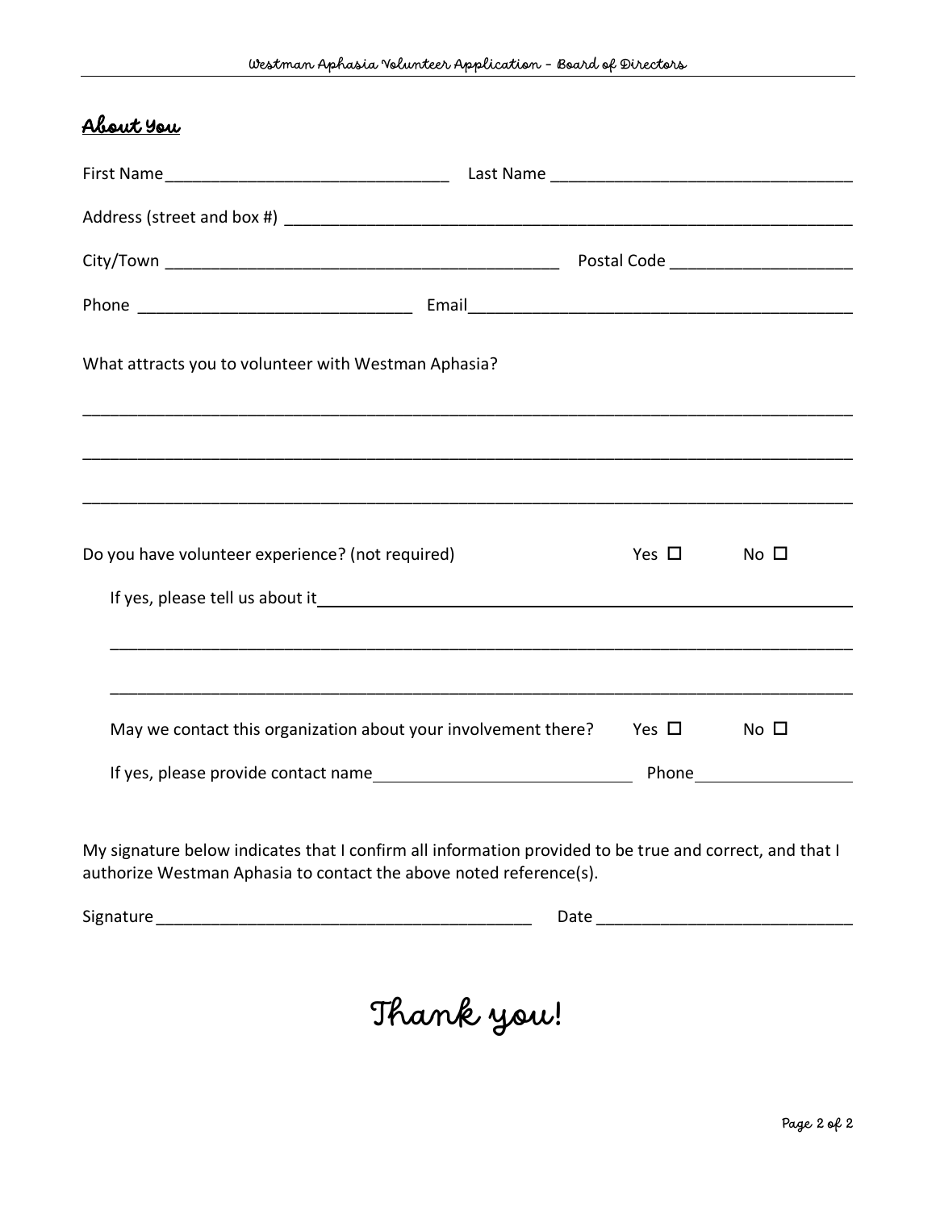## About You

First Name_______________________________ Last Name _________________________________

Address (street and box #) _________________________________________________________________

City/Town ____________________________________________ Postal Code ____________________

Phone ______________________________ Email__________________________________________

What attracts you to volunteer with Westman Aphasia?

_____________________________________________________________________________________

_____________________________________________________________________________________

_____________________________________________________________________________________

Do you have volunteer experience? (not required) Yes ☐ No ☐

If yes, please tell us about it_______________________________________________________

_____________________________________________________________________________________

_____________________________________________________________________________________

May we contact this organization about your involvement there? Yes ☐ No ☐

If yes, please provide contact name____________________________ Phone_________________

My signature below indicates that I confirm all information provided to be true and correct, and that I authorize Westman Aphasia to contact the above noted reference(s).

Signature _________________________________________ Date ____________________________

# Thank you!